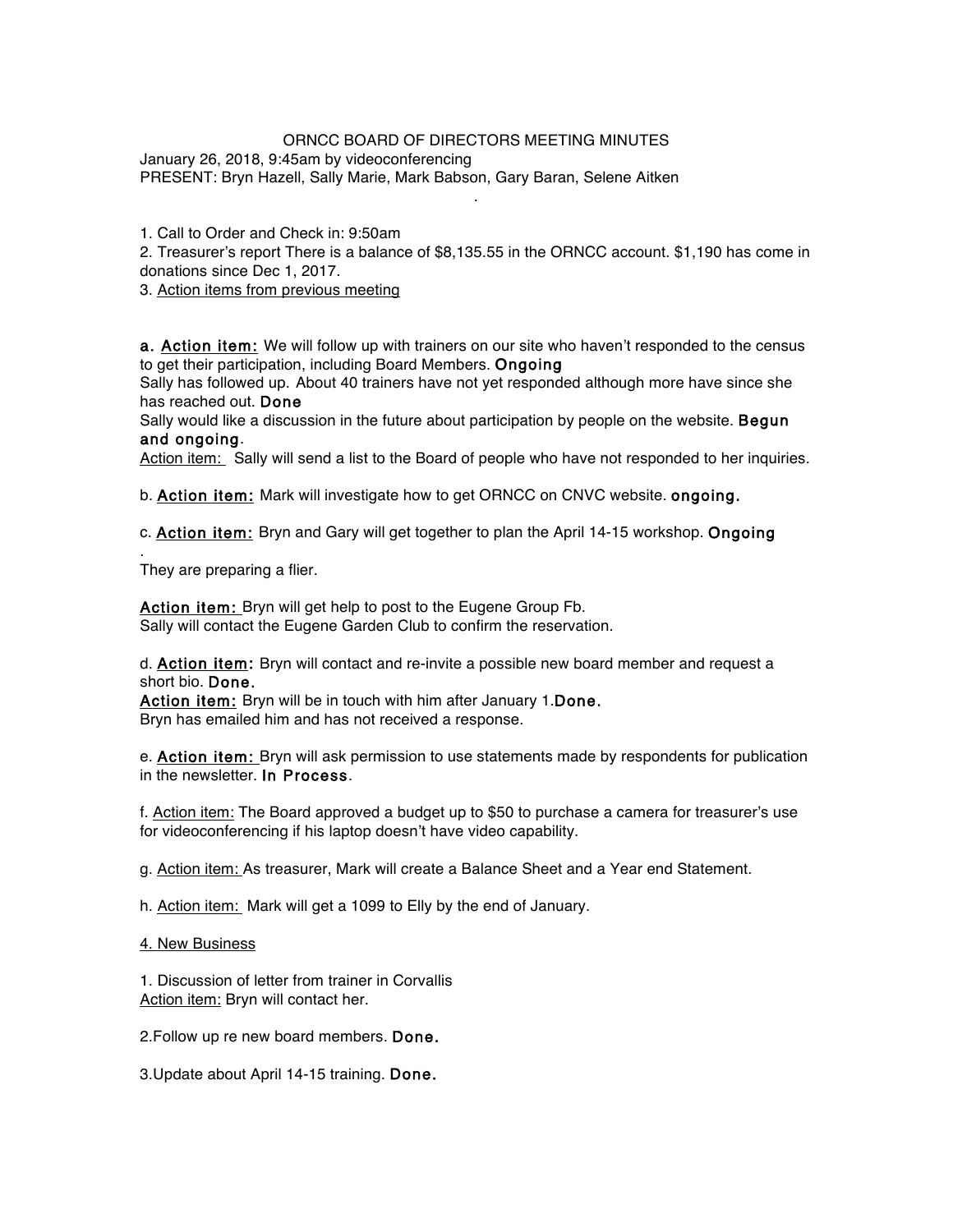# ORNCC BOARD OF DIRECTORS MEETING MINUTES

January 26, 2018, 9:45am by videoconferencing
PRESENT: Bryn Hazell, Sally Marie, Mark Babson, Gary Baran, Selene Aitken

.

1. Call to Order and Check in: 9:50am
2. Treasurer's report There is a balance of $8,135.55 in the ORNCC account. $1,190 has come in donations since Dec 1, 2017.
3. Action items from previous meeting

**a. Action item:** We will follow up with trainers on our site who haven't responded to the census to get their participation, including Board Members. **Ongoing**
Sally has followed up. About 40 trainers have not yet responded although more have since she has reached out. **Done**
Sally would like a discussion in the future about participation by people on the website. **Begun and ongoing**.
Action item: Sally will send a list to the Board of people who have not responded to her inquiries.

b. **Action item:** Mark will investigate how to get ORNCC on CNVC website. **ongoing.**

c. **Action item:** Bryn and Gary will get together to plan the April 14-15 workshop. **Ongoing**
.
They are preparing a flier.

**Action item:** Bryn will get help to post to the Eugene Group Fb.
Sally will contact the Eugene Garden Club to confirm the reservation.

d. **Action item:** Bryn will contact and re-invite a possible new board member and request a short bio. **Done.**
**Action item:** Bryn will be in touch with him after January 1.**Done.**
Bryn has emailed him and has not received a response.

e. **Action item:** Bryn will ask permission to use statements made by respondents for publication in the newsletter. **In Process**.

f. Action item: The Board approved a budget up to $50 to purchase a camera for treasurer's use for videoconferencing if his laptop doesn't have video capability.

g. Action item: As treasurer, Mark will create a Balance Sheet and a Year end Statement.

h. Action item: Mark will get a 1099 to Elly by the end of January.

4. New Business

1. Discussion of letter from trainer in Corvallis
Action item: Bryn will contact her.

2.Follow up re new board members. **Done.**

3.Update about April 14-15 training. **Done.**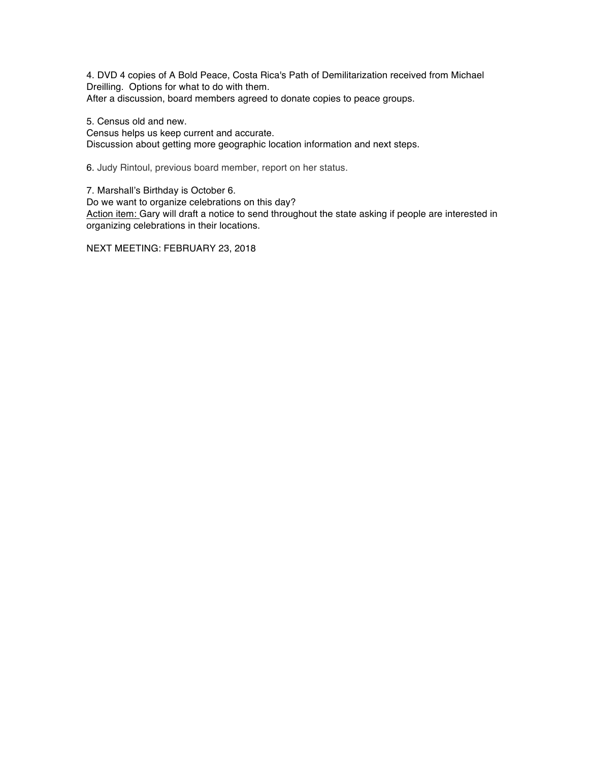4. DVD 4 copies of A Bold Peace, Costa Rica's Path of Demilitarization received from Michael Dreilling. Options for what to do with them.
After a discussion, board members agreed to donate copies to peace groups.

5. Census old and new.
Census helps us keep current and accurate.
Discussion about getting more geographic location information and next steps.

6. Judy Rintoul, previous board member, report on her status.

7. Marshall's Birthday is October 6.
Do we want to organize celebrations on this day?
<u>Action item:</u> Gary will draft a notice to send throughout the state asking if people are interested in organizing celebrations in their locations.

NEXT MEETING: FEBRUARY 23, 2018